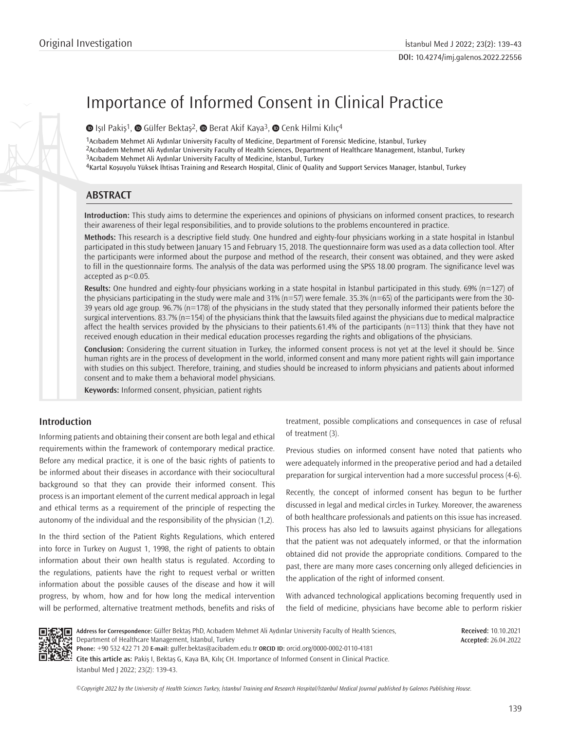Original Investigation

# Importance of Informed Consent in Clinical Practice

Işıl Pakiş[1], Gülfer Bektaş[2], Berat Akif Kaya[3], Cenk Hilmi Kılıç[4]

[1]Acıbadem Mehmet Ali Aydınlar University Faculty of Medicine, Department of Forensic Medicine, İstanbul, Turkey
[2]Acıbadem Mehmet Ali Aydınlar University Faculty of Health Sciences, Department of Healthcare Management, İstanbul, Turkey
[3]Acıbadem Mehmet Ali Aydınlar University Faculty of Medicine, İstanbul, Turkey
[4]Kartal Koşuyolu Yüksek İhtisas Training and Research Hospital, Clinic of Quality and Support Services Manager, İstanbul, Turkey

## ABSTRACT

**Introduction:** This study aims to determine the experiences and opinions of physicians on informed consent practices, to research their awareness of their legal responsibilities, and to provide solutions to the problems encountered in practice.

**Methods:** This research is a descriptive field study. One hundred and eighty-four physicians working in a state hospital in İstanbul participated in this study between January 15 and February 15, 2018. The questionnaire form was used as a data collection tool. After the participants were informed about the purpose and method of the research, their consent was obtained, and they were asked to fill in the questionnaire forms. The analysis of the data was performed using the SPSS 18.00 program. The significance level was accepted as $p<0.05$.

**Results:** One hundred and eighty-four physicians working in a state hospital in İstanbul participated in this study. 69% (n=127) of the physicians participating in the study were male and 31% (n=57) were female. 35.3% (n=65) of the participants were from the 30-39 years old age group. 96.7% (n=178) of the physicians in the study stated that they personally informed their patients before the surgical interventions. 83.7% (n=154) of the physicians think that the lawsuits filed against the physicians due to medical malpractice affect the health services provided by the physicians to their patients.61.4% of the participants (n=113) think that they have not received enough education in their medical education processes regarding the rights and obligations of the physicians.

**Conclusion:** Considering the current situation in Turkey, the informed consent process is not yet at the level it should be. Since human rights are in the process of development in the world, informed consent and many more patient rights will gain importance with studies on this subject. Therefore, training, and studies should be increased to inform physicians and patients about informed consent and to make them a behavioral model physicians.

**Keywords:** Informed consent, physician, patient rights

## Introduction

Informing patients and obtaining their consent are both legal and ethical requirements within the framework of contemporary medical practice. Before any medical practice, it is one of the basic rights of patients to be informed about their diseases in accordance with their sociocultural background so that they can provide their informed consent. This process is an important element of the current medical approach in legal and ethical terms as a requirement of the principle of respecting the autonomy of the individual and the responsibility of the physician (1,2).

In the third section of the Patient Rights Regulations, which entered into force in Turkey on August 1, 1998, the right of patients to obtain information about their own health status is regulated. According to the regulations, patients have the right to request verbal or written information about the possible causes of the disease and how it will progress, by whom, how and for how long the medical intervention will be performed, alternative treatment methods, benefits and risks of treatment, possible complications and consequences in case of refusal of treatment (3).

Previous studies on informed consent have noted that patients who were adequately informed in the preoperative period and had a detailed preparation for surgical intervention had a more successful process (4-6).

Recently, the concept of informed consent has begun to be further discussed in legal and medical circles in Turkey. Moreover, the awareness of both healthcare professionals and patients on this issue has increased. This process has also led to lawsuits against physicians for allegations that the patient was not adequately informed, or that the information obtained did not provide the appropriate conditions. Compared to the past, there are many more cases concerning only alleged deficiencies in the application of the right of informed consent.

With advanced technological applications becoming frequently used in the field of medicine, physicians have become able to perform riskier

**Address for Correspondence:** Gülfer Bektaş PhD, Acıbadem Mehmet Ali Aydınlar University Faculty of Health Sciences, Department of Healthcare Management, İstanbul, Turkey
**Phone:** +90 532 422 71 20 **E-mail:** gulfer.bektas@acibadem.edu.tr **ORCID ID:** orcid.org/0000-0002-0110-4181

**Received:** 10.10.2021
**Accepted:** 26.04.2022

**Cite this article as:** Pakiş I, Bektaş G, Kaya BA, Kılıç CH. Importance of Informed Consent in Clinical Practice. İstanbul Med J 2022; 23(2): 139-43.

*©Copyright 2022 by the University of Health Sciences Turkey, İstanbul Training and Research Hospital/İstanbul Medical Journal published by Galenos Publishing House.*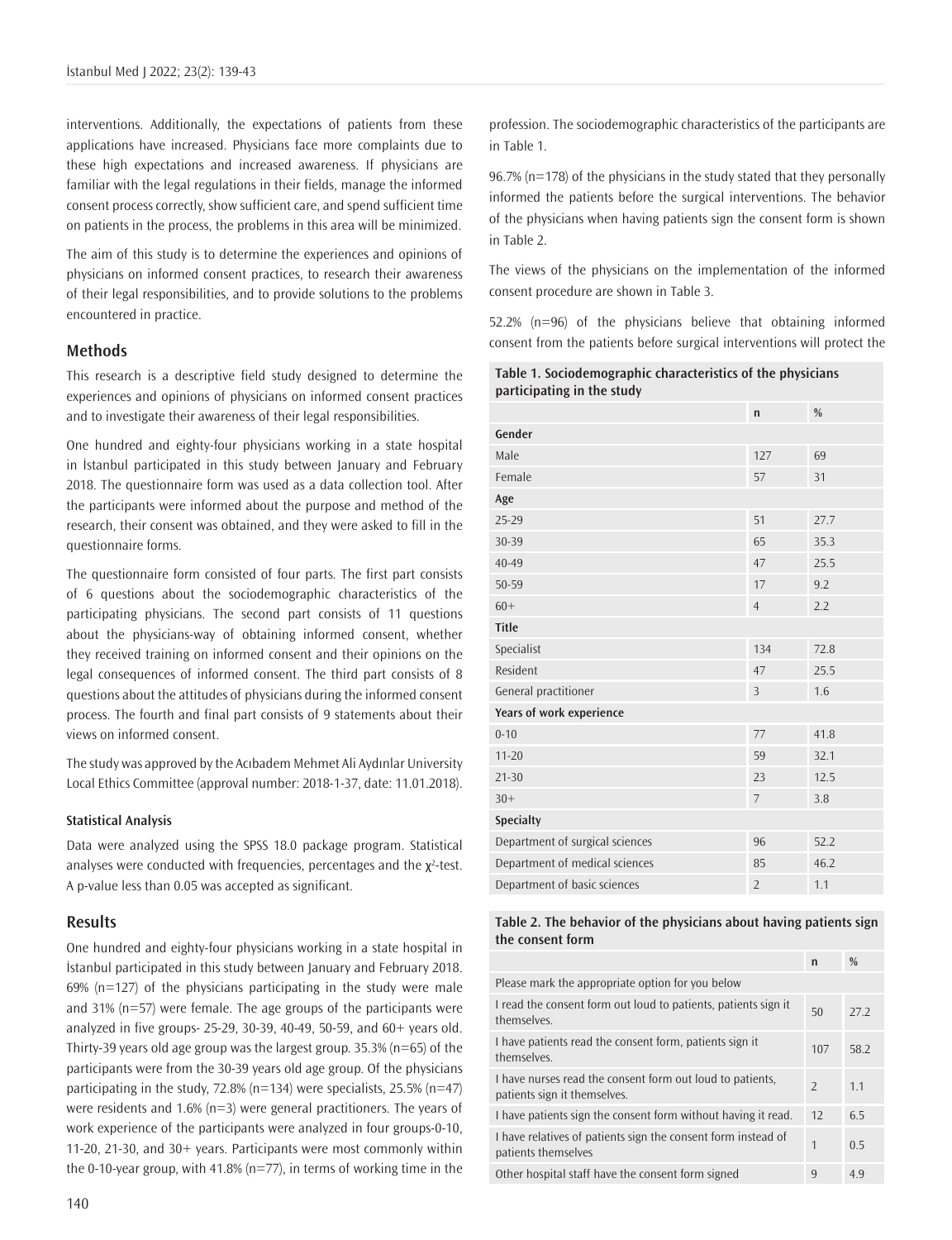interventions. Additionally, the expectations of patients from these applications have increased. Physicians face more complaints due to these high expectations and increased awareness. If physicians are familiar with the legal regulations in their fields, manage the informed consent process correctly, show sufficient care, and spend sufficient time on patients in the process, the problems in this area will be minimized.

The aim of this study is to determine the experiences and opinions of physicians on informed consent practices, to research their awareness of their legal responsibilities, and to provide solutions to the problems encountered in practice.

## Methods

This research is a descriptive field study designed to determine the experiences and opinions of physicians on informed consent practices and to investigate their awareness of their legal responsibilities.

One hundred and eighty-four physicians working in a state hospital in İstanbul participated in this study between January and February 2018. The questionnaire form was used as a data collection tool. After the participants were informed about the purpose and method of the research, their consent was obtained, and they were asked to fill in the questionnaire forms.

The questionnaire form consisted of four parts. The first part consists of 6 questions about the sociodemographic characteristics of the participating physicians. The second part consists of 11 questions about the physicians-way of obtaining informed consent, whether they received training on informed consent and their opinions on the legal consequences of informed consent. The third part consists of 8 questions about the attitudes of physicians during the informed consent process. The fourth and final part consists of 9 statements about their views on informed consent.

The study was approved by the Acıbadem Mehmet Ali Aydınlar University Local Ethics Committee (approval number: 2018-1-37, date: 11.01.2018).

### Statistical Analysis

Data were analyzed using the SPSS 18.0 package program. Statistical analyses were conducted with frequencies, percentages and the $\chi^2$-test. A p-value less than 0.05 was accepted as significant.

## Results

One hundred and eighty-four physicians working in a state hospital in İstanbul participated in this study between January and February 2018. 69% (n=127) of the physicians participating in the study were male and 31% (n=57) were female. The age groups of the participants were analyzed in five groups- 25-29, 30-39, 40-49, 50-59, and 60+ years old. Thirty-39 years old age group was the largest group. 35.3% (n=65) of the participants were from the 30-39 years old age group. Of the physicians participating in the study, 72.8% (n=134) were specialists, 25.5% (n=47) were residents and 1.6% (n=3) were general practitioners. The years of work experience of the participants were analyzed in four groups-0-10, 11-20, 21-30, and 30+ years. Participants were most commonly within the 0-10-year group, with 41.8% (n=77), in terms of working time in the profession. The sociodemographic characteristics of the participants are in Table 1.

96.7% (n=178) of the physicians in the study stated that they personally informed the patients before the surgical interventions. The behavior of the physicians when having patients sign the consent form is shown in Table 2.

The views of the physicians on the implementation of the informed consent procedure are shown in Table 3.

52.2% (n=96) of the physicians believe that obtaining informed consent from the patients before surgical interventions will protect the

**Table 1. Sociodemographic characteristics of the physicians participating in the study**

| | n | % |
|---|---|---|
| **Gender** | | |
| Male | 127 | 69 |
| Female | 57 | 31 |
| **Age** | | |
| 25-29 | 51 | 27.7 |
| 30-39 | 65 | 35.3 |
| 40-49 | 47 | 25.5 |
| 50-59 | 17 | 9.2 |
| 60+ | 4 | 2.2 |
| **Title** | | |
| Specialist | 134 | 72.8 |
| Resident | 47 | 25.5 |
| General practitioner | 3 | 1.6 |
| **Years of work experience** | | |
| 0-10 | 77 | 41.8 |
| 11-20 | 59 | 32.1 |
| 21-30 | 23 | 12.5 |
| 30+ | 7 | 3.8 |
| **Specialty** | | |
| Department of surgical sciences | 96 | 52.2 |
| Department of medical sciences | 85 | 46.2 |
| Department of basic sciences | 2 | 1.1 |

**Table 2. The behavior of the physicians about having patients sign the consent form**

| | n | % |
|---|---|---|
| Please mark the appropriate option for you below | | |
| I read the consent form out loud to patients, patients sign it themselves. | 50 | 27.2 |
| I have patients read the consent form, patients sign it themselves. | 107 | 58.2 |
| I have nurses read the consent form out loud to patients, patients sign it themselves. | 2 | 1.1 |
| I have patients sign the consent form without having it read. | 12 | 6.5 |
| I have relatives of patients sign the consent form instead of patients themselves | 1 | 0.5 |
| Other hospital staff have the consent form signed | 9 | 4.9 |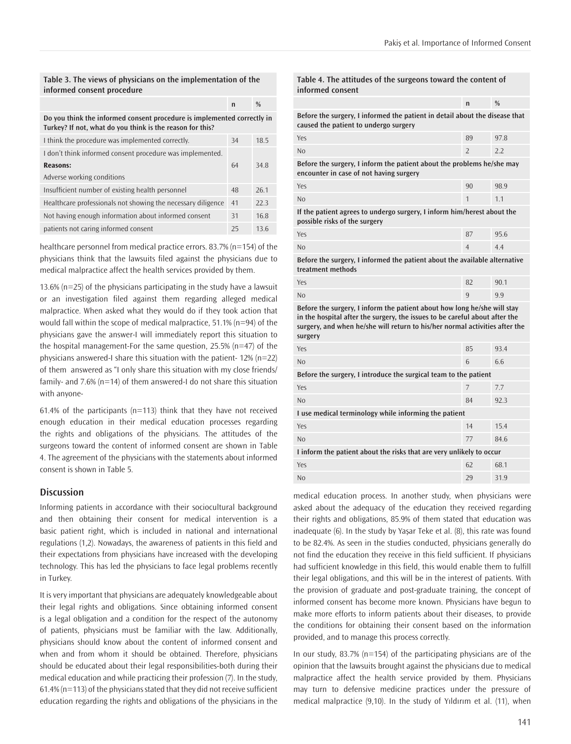**Table 3. The views of physicians on the implementation of the informed consent procedure**

| | n | % |
|---|---|---|
| **Do you think the informed consent procedure is implemented correctly in Turkey? If not, what do you think is the reason for this?** | | |
| I think the procedure was implemented correctly. | 34 | 18.5 |
| I don't think informed consent procedure was implemented. **Reasons:** Adverse working conditions | 64 | 34.8 |
| Insufficient number of existing health personnel | 48 | 26.1 |
| Healthcare professionals not showing the necessary diligence | 41 | 22.3 |
| Not having enough information about informed consent | 31 | 16.8 |
| patients not caring informed consent | 25 | 13.6 |

healthcare personnel from medical practice errors. 83.7% (n=154) of the physicians think that the lawsuits filed against the physicians due to medical malpractice affect the health services provided by them.

13.6% (n=25) of the physicians participating in the study have a lawsuit or an investigation filed against them regarding alleged medical malpractice. When asked what they would do if they took action that would fall within the scope of medical malpractice, 51.1% (n=94) of the physicians gave the answer-I will immediately report this situation to the hospital management-For the same question, 25.5% (n=47) of the physicians answered-I share this situation with the patient- 12% (n=22) of them answered as "I only share this situation with my close friends/family- and 7.6% (n=14) of them answered-I do not share this situation with anyone-

61.4% of the participants (n=113) think that they have not received enough education in their medical education processes regarding the rights and obligations of the physicians. The attitudes of the surgeons toward the content of informed consent are shown in Table 4. The agreement of the physicians with the statements about informed consent is shown in Table 5.

**Table 4. The attitudes of the surgeons toward the content of informed consent**

| | n | % |
|---|---|---|
| **Before the surgery, I informed the patient in detail about the disease that caused the patient to undergo surgery** | | |
| Yes | 89 | 97.8 |
| No | 2 | 2.2 |
| **Before the surgery, I inform the patient about the problems he/she may encounter in case of not having surgery** | | |
| Yes | 90 | 98.9 |
| No | 1 | 1.1 |
| **If the patient agrees to undergo surgery, I inform him/herest about the possible risks of the surgery** | | |
| Yes | 87 | 95.6 |
| No | 4 | 4.4 |
| **Before the surgery, I informed the patient about the available alternative treatment methods** | | |
| Yes | 82 | 90.1 |
| No | 9 | 9.9 |
| **Before the surgery, I inform the patient about how long he/she will stay in the hospital after the surgery, the issues to be careful about after the surgery, and when he/she will return to his/her normal activities after the surgery** | | |
| Yes | 85 | 93.4 |
| No | 6 | 6.6 |
| **Before the surgery, I introduce the surgical team to the patient** | | |
| Yes | 7 | 7.7 |
| No | 84 | 92.3 |
| **I use medical terminology while informing the patient** | | |
| Yes | 14 | 15.4 |
| No | 77 | 84.6 |
| **I inform the patient about the risks that are very unlikely to occur** | | |
| Yes | 62 | 68.1 |
| No | 29 | 31.9 |

## Discussion

Informing patients in accordance with their sociocultural background and then obtaining their consent for medical intervention is a basic patient right, which is included in national and international regulations (1,2). Nowadays, the awareness of patients in this field and their expectations from physicians have increased with the developing technology. This has led the physicians to face legal problems recently in Turkey.

It is very important that physicians are adequately knowledgeable about their legal rights and obligations. Since obtaining informed consent is a legal obligation and a condition for the respect of the autonomy of patients, physicians must be familiar with the law. Additionally, physicians should know about the content of informed consent and when and from whom it should be obtained. Therefore, physicians should be educated about their legal responsibilities-both during their medical education and while practicing their profession (7). In the study, 61.4% (n=113) of the physicians stated that they did not receive sufficient education regarding the rights and obligations of the physicians in the medical education process. In another study, when physicians were asked about the adequacy of the education they received regarding their rights and obligations, 85.9% of them stated that education was inadequate (6). In the study by Yaşar Teke et al. (8), this rate was found to be 82.4%. As seen in the studies conducted, physicians generally do not find the education they receive in this field sufficient. If physicians had sufficient knowledge in this field, this would enable them to fulfill their legal obligations, and this will be in the interest of patients. With the provision of graduate and post-graduate training, the concept of informed consent has become more known. Physicians have begun to make more efforts to inform patients about their diseases, to provide the conditions for obtaining their consent based on the information provided, and to manage this process correctly.

In our study, 83.7% (n=154) of the participating physicians are of the opinion that the lawsuits brought against the physicians due to medical malpractice affect the health service provided by them. Physicians may turn to defensive medicine practices under the pressure of medical malpractice (9,10). In the study of Yıldırım et al. (11), when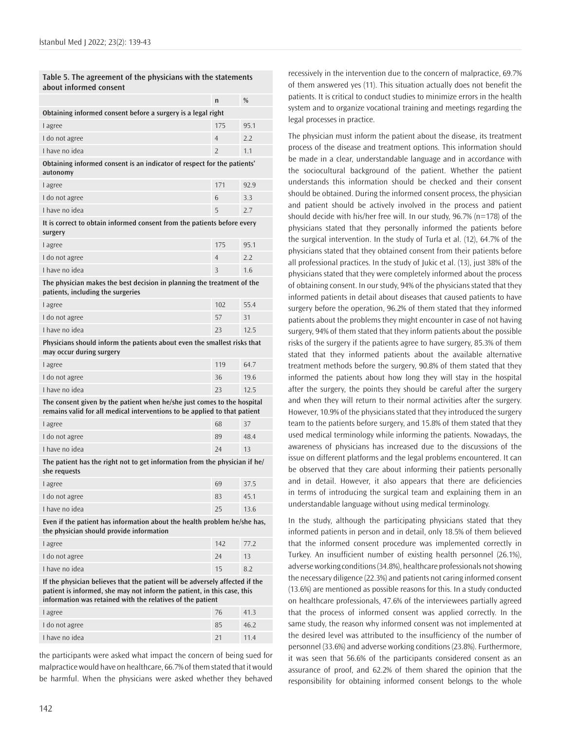**Table 5. The agreement of the physicians with the statements about informed consent**

| | n | % |
|---|---|---|
| **Obtaining informed consent before a surgery is a legal right** | | |
| I agree | 175 | 95.1 |
| I do not agree | 4 | 2.2 |
| I have no idea | 2 | 1.1 |
| **Obtaining informed consent is an indicator of respect for the patients' autonomy** | | |
| I agree | 171 | 92.9 |
| I do not agree | 6 | 3.3 |
| I have no idea | 5 | 2.7 |
| **It is correct to obtain informed consent from the patients before every surgery** | | |
| I agree | 175 | 95.1 |
| I do not agree | 4 | 2.2 |
| I have no idea | 3 | 1.6 |
| **The physician makes the best decision in planning the treatment of the patients, including the surgeries** | | |
| I agree | 102 | 55.4 |
| I do not agree | 57 | 31 |
| I have no idea | 23 | 12.5 |
| **Physicians should inform the patients about even the smallest risks that may occur during surgery** | | |
| I agree | 119 | 64.7 |
| I do not agree | 36 | 19.6 |
| I have no idea | 23 | 12.5 |
| **The consent given by the patient when he/she just comes to the hospital remains valid for all medical interventions to be applied to that patient** | | |
| I agree | 68 | 37 |
| I do not agree | 89 | 48.4 |
| I have no idea | 24 | 13 |
| **The patient has the right not to get information from the physician if he/she requests** | | |
| I agree | 69 | 37.5 |
| I do not agree | 83 | 45.1 |
| I have no idea | 25 | 13.6 |
| **Even if the patient has information about the health problem he/she has, the physician should provide information** | | |
| I agree | 142 | 77.2 |
| I do not agree | 24 | 13 |
| I have no idea | 15 | 8.2 |
| **If the physician believes that the patient will be adversely affected if the patient is informed, she may not inform the patient, in this case, this information was retained with the relatives of the patient** | | |
| I agree | 76 | 41.3 |
| I do not agree | 85 | 46.2 |
| I have no idea | 21 | 11.4 |

the participants were asked what impact the concern of being sued for malpractice would have on healthcare, 66.7% of them stated that it would be harmful. When the physicians were asked whether they behaved recessively in the intervention due to the concern of malpractice, 69.7% of them answered yes (11). This situation actually does not benefit the patients. It is critical to conduct studies to minimize errors in the health system and to organize vocational training and meetings regarding the legal processes in practice.

The physician must inform the patient about the disease, its treatment process of the disease and treatment options. This information should be made in a clear, understandable language and in accordance with the sociocultural background of the patient. Whether the patient understands this information should be checked and their consent should be obtained. During the informed consent process, the physician and patient should be actively involved in the process and patient should decide with his/her free will. In our study, 96.7% (n=178) of the physicians stated that they personally informed the patients before the surgical intervention. In the study of Turla et al. (12), 64.7% of the physicians stated that they obtained consent from their patients before all professional practices. In the study of Jukic et al. (13), just 38% of the physicians stated that they were completely informed about the process of obtaining consent. In our study, 94% of the physicians stated that they informed patients in detail about diseases that caused patients to have surgery before the operation, 96.2% of them stated that they informed patients about the problems they might encounter in case of not having surgery, 94% of them stated that they inform patients about the possible risks of the surgery if the patients agree to have surgery, 85.3% of them stated that they informed patients about the available alternative treatment methods before the surgery, 90.8% of them stated that they informed the patients about how long they will stay in the hospital after the surgery, the points they should be careful after the surgery and when they will return to their normal activities after the surgery. However, 10.9% of the physicians stated that they introduced the surgery team to the patients before surgery, and 15.8% of them stated that they used medical terminology while informing the patients. Nowadays, the awareness of physicians has increased due to the discussions of the issue on different platforms and the legal problems encountered. It can be observed that they care about informing their patients personally and in detail. However, it also appears that there are deficiencies in terms of introducing the surgical team and explaining them in an understandable language without using medical terminology.

In the study, although the participating physicians stated that they informed patients in person and in detail, only 18.5% of them believed that the informed consent procedure was implemented correctly in Turkey. An insufficient number of existing health personnel (26.1%), adverse working conditions (34.8%), healthcare professionals not showing the necessary diligence (22.3%) and patients not caring informed consent (13.6%) are mentioned as possible reasons for this. In a study conducted on healthcare professionals, 47.6% of the interviewees partially agreed that the process of informed consent was applied correctly. In the same study, the reason why informed consent was not implemented at the desired level was attributed to the insufficiency of the number of personnel (33.6%) and adverse working conditions (23.8%). Furthermore, it was seen that 56.6% of the participants considered consent as an assurance of proof, and 62.2% of them shared the opinion that the responsibility for obtaining informed consent belongs to the whole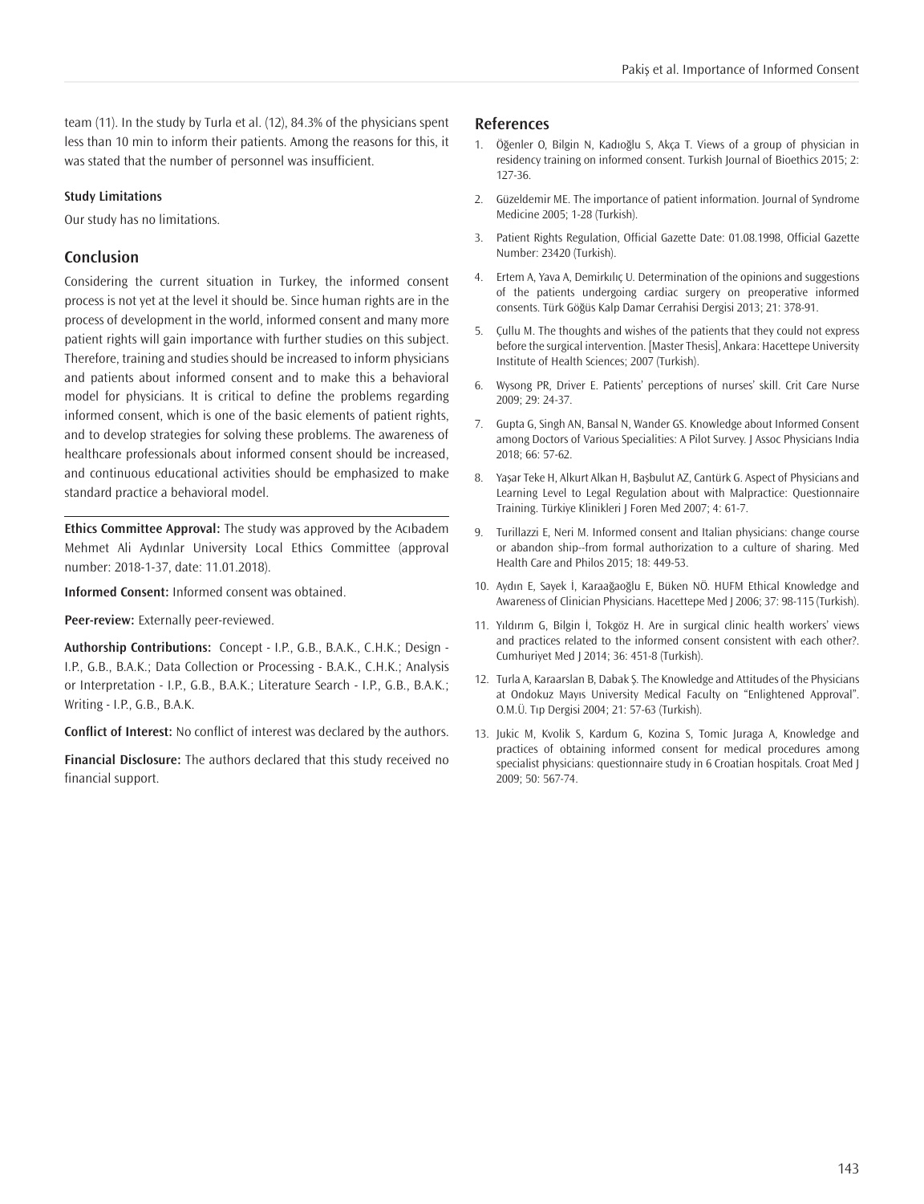team (11). In the study by Turla et al. (12), 84.3% of the physicians spent less than 10 min to inform their patients. Among the reasons for this, it was stated that the number of personnel was insufficient.

#### Study Limitations

Our study has no limitations.

## Conclusion

Considering the current situation in Turkey, the informed consent process is not yet at the level it should be. Since human rights are in the process of development in the world, informed consent and many more patient rights will gain importance with further studies on this subject. Therefore, training and studies should be increased to inform physicians and patients about informed consent and to make this a behavioral model for physicians. It is critical to define the problems regarding informed consent, which is one of the basic elements of patient rights, and to develop strategies for solving these problems. The awareness of healthcare professionals about informed consent should be increased, and continuous educational activities should be emphasized to make standard practice a behavioral model.

**Ethics Committee Approval:** The study was approved by the Acıbadem Mehmet Ali Aydınlar University Local Ethics Committee (approval number: 2018-1-37, date: 11.01.2018).

**Informed Consent:** Informed consent was obtained.

**Peer-review:** Externally peer-reviewed.

**Authorship Contributions:** Concept - I.P., G.B., B.A.K., C.H.K.; Design - I.P., G.B., B.A.K.; Data Collection or Processing - B.A.K., C.H.K.; Analysis or Interpretation - I.P., G.B., B.A.K.; Literature Search - I.P., G.B., B.A.K.; Writing - I.P., G.B., B.A.K.

**Conflict of Interest:** No conflict of interest was declared by the authors.

**Financial Disclosure:** The authors declared that this study received no financial support.

## References

1. Öğenler O, Bilgin N, Kadıoğlu S, Akça T. Views of a group of physician in residency training on informed consent. Turkish Journal of Bioethics 2015; 2: 127-36.
2. Güzeldemir ME. The importance of patient information. Journal of Syndrome Medicine 2005; 1-28 (Turkish).
3. Patient Rights Regulation, Official Gazette Date: 01.08.1998, Official Gazette Number: 23420 (Turkish).
4. Ertem A, Yava A, Demirkılıç U. Determination of the opinions and suggestions of the patients undergoing cardiac surgery on preoperative informed consents. Türk Göğüs Kalp Damar Cerrahisi Dergisi 2013; 21: 378-91.
5. Çullu M. The thoughts and wishes of the patients that they could not express before the surgical intervention. [Master Thesis], Ankara: Hacettepe University Institute of Health Sciences; 2007 (Turkish).
6. Wysong PR, Driver E. Patients' perceptions of nurses' skill. Crit Care Nurse 2009; 29: 24-37.
7. Gupta G, Singh AN, Bansal N, Wander GS. Knowledge about Informed Consent among Doctors of Various Specialities: A Pilot Survey. J Assoc Physicians India 2018; 66: 57-62.
8. Yaşar Teke H, Alkurt Alkan H, Başbulut AZ, Cantürk G. Aspect of Physicians and Learning Level to Legal Regulation about with Malpractice: Questionnaire Training. Türkiye Klinikleri J Foren Med 2007; 4: 61-7.
9. Turillazzi E, Neri M. Informed consent and Italian physicians: change course or abandon ship--from formal authorization to a culture of sharing. Med Health Care and Philos 2015; 18: 449-53.
10. Aydın E, Sayek İ, Karaağaoğlu E, Büken NÖ. HUFM Ethical Knowledge and Awareness of Clinician Physicians. Hacettepe Med J 2006; 37: 98-115 (Turkish).
11. Yıldırım G, Bilgin İ, Tokgöz H. Are in surgical clinic health workers' views and practices related to the informed consent consistent with each other?. Cumhuriyet Med J 2014; 36: 451-8 (Turkish).
12. Turla A, Karaarslan B, Dabak Ş. The Knowledge and Attitudes of the Physicians at Ondokuz Mayıs University Medical Faculty on "Enlightened Approval". O.M.Ü. Tıp Dergisi 2004; 21: 57-63 (Turkish).
13. Jukic M, Kvolik S, Kardum G, Kozina S, Tomic Juraga A, Knowledge and practices of obtaining informed consent for medical procedures among specialist physicians: questionnaire study in 6 Croatian hospitals. Croat Med J 2009; 50: 567-74.